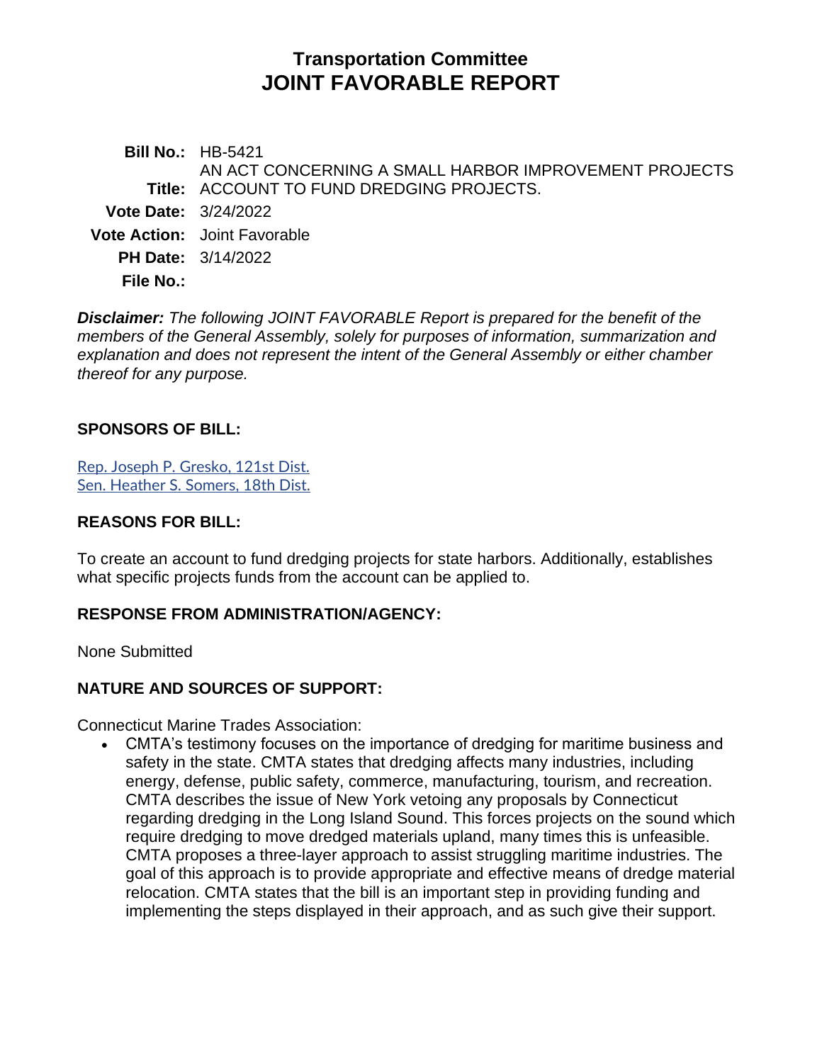# Transportation Committee
# JOINT FAVORABLE REPORT

**Bill No.:** HB-5421

**Title:** AN ACT CONCERNING A SMALL HARBOR IMPROVEMENT PROJECTS ACCOUNT TO FUND DREDGING PROJECTS.

**Vote Date:** 3/24/2022

**Vote Action:** Joint Favorable

**PH Date:** 3/14/2022

**File No.:**

***Disclaimer:*** *The following JOINT FAVORABLE Report is prepared for the benefit of the members of the General Assembly, solely for purposes of information, summarization and explanation and does not represent the intent of the General Assembly or either chamber thereof for any purpose.*

## SPONSORS OF BILL:

Rep. Joseph P. Gresko, 121st Dist.
Sen. Heather S. Somers, 18th Dist.

## REASONS FOR BILL:

To create an account to fund dredging projects for state harbors. Additionally, establishes what specific projects funds from the account can be applied to.

## RESPONSE FROM ADMINISTRATION/AGENCY:

None Submitted

## NATURE AND SOURCES OF SUPPORT:

Connecticut Marine Trades Association:

- CMTA's testimony focuses on the importance of dredging for maritime business and safety in the state. CMTA states that dredging affects many industries, including energy, defense, public safety, commerce, manufacturing, tourism, and recreation. CMTA describes the issue of New York vetoing any proposals by Connecticut regarding dredging in the Long Island Sound. This forces projects on the sound which require dredging to move dredged materials upland, many times this is unfeasible. CMTA proposes a three-layer approach to assist struggling maritime industries. The goal of this approach is to provide appropriate and effective means of dredge material relocation. CMTA states that the bill is an important step in providing funding and implementing the steps displayed in their approach, and as such give their support.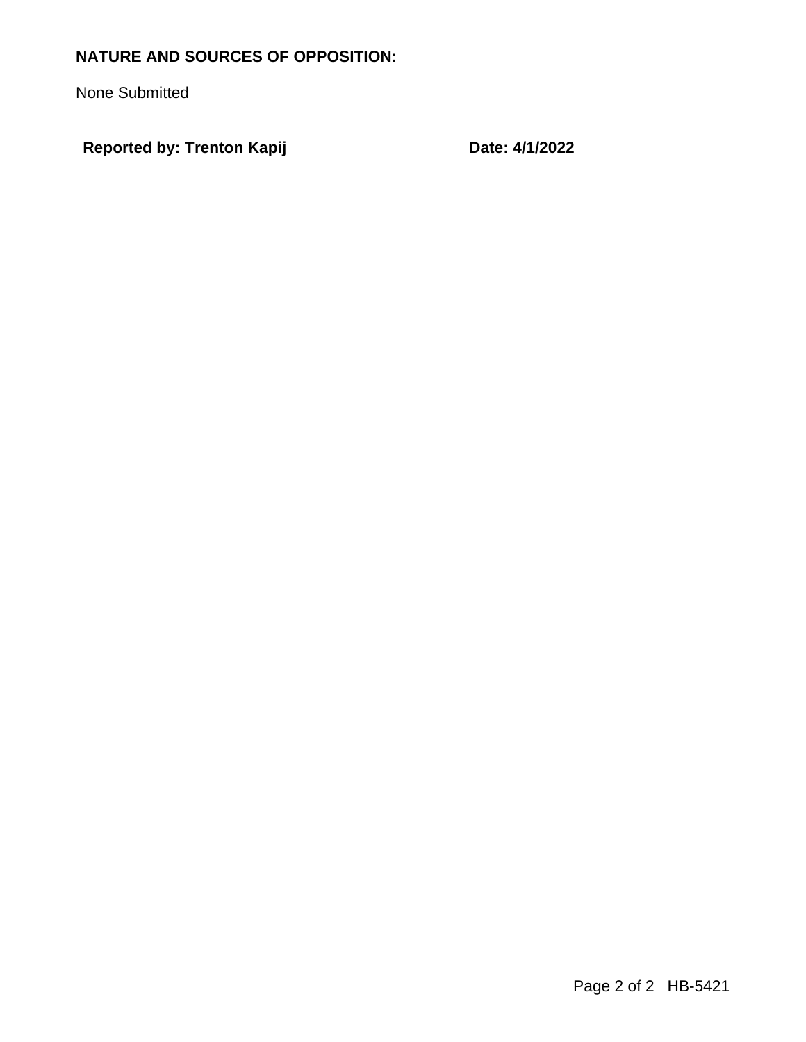**NATURE AND SOURCES OF OPPOSITION:**

None Submitted

**Reported by: Trenton Kapij** **Date: 4/1/2022**